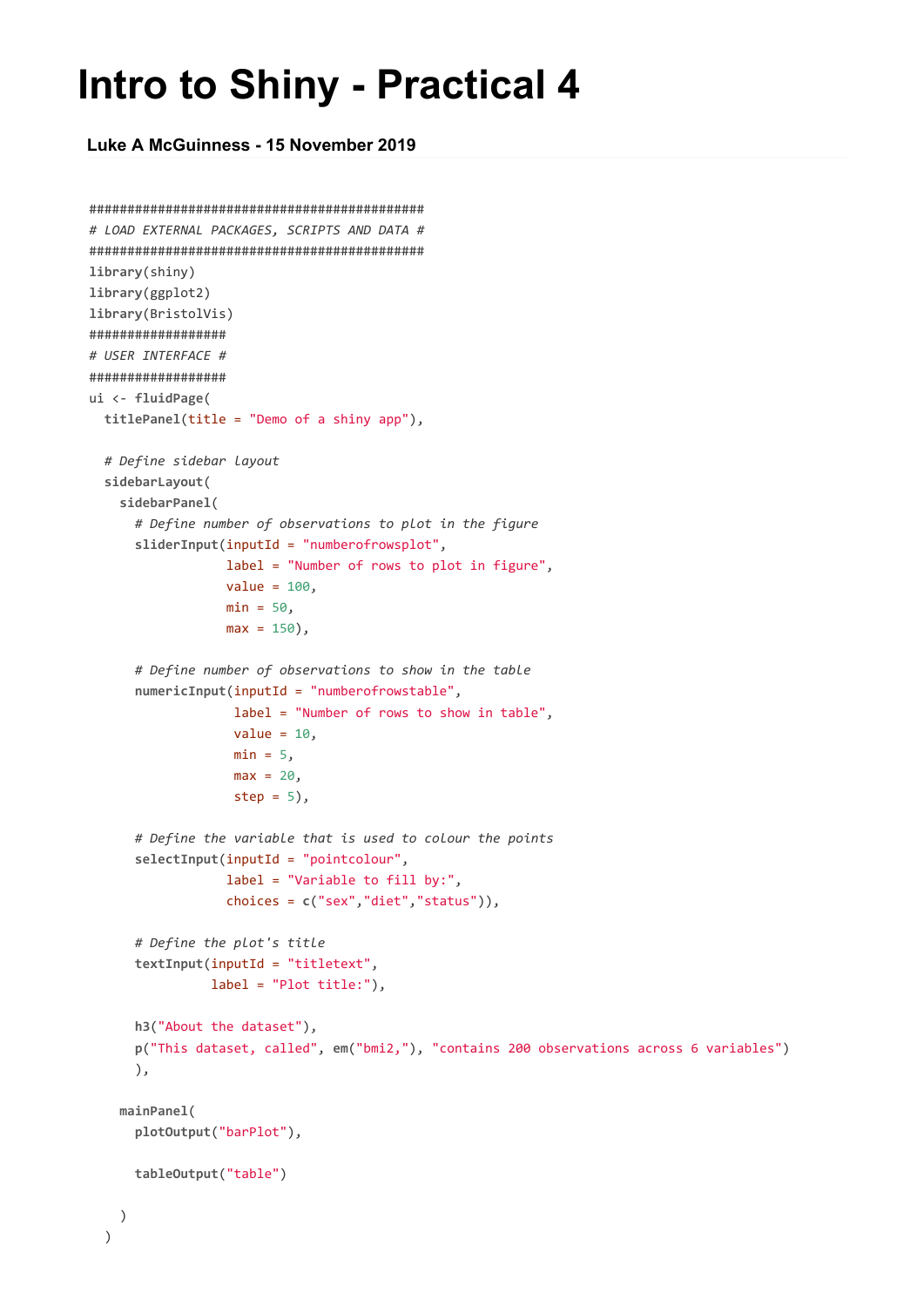# Intro to Shiny - Practical 4

### Luke A McGuinness - 15 November 2019

```r
############################################
# LOAD EXTERNAL PACKAGES, SCRIPTS AND DATA #
############################################
library(shiny)
library(ggplot2)
library(BristolVis)
##################
# USER INTERFACE #
##################
ui <- fluidPage(
  titlePanel(title = "Demo of a shiny app"),

  # Define sidebar layout
  sidebarLayout(
    sidebarPanel(
      # Define number of observations to plot in the figure
      sliderInput(inputId = "numberofrowsplot",
                  label = "Number of rows to plot in figure",
                  value = 100,
                  min = 50,
                  max = 150),

      # Define number of observations to show in the table
      numericInput(inputId = "numberofrowstable",
                   label = "Number of rows to show in table",
                   value = 10,
                   min = 5,
                   max = 20,
                   step = 5),

      # Define the variable that is used to colour the points
      selectInput(inputId = "pointcolour",
                  label = "Variable to fill by:",
                  choices = c("sex","diet","status")),

      # Define the plot's title
      textInput(inputId = "titletext",
                label = "Plot title:"),

      h3("About the dataset"),
      p("This dataset, called", em("bmi2,"), "contains 200 observations across 6 variables")
      ),

    mainPanel(
      plotOutput("barPlot"),

      tableOutput("table")

    )
  )
```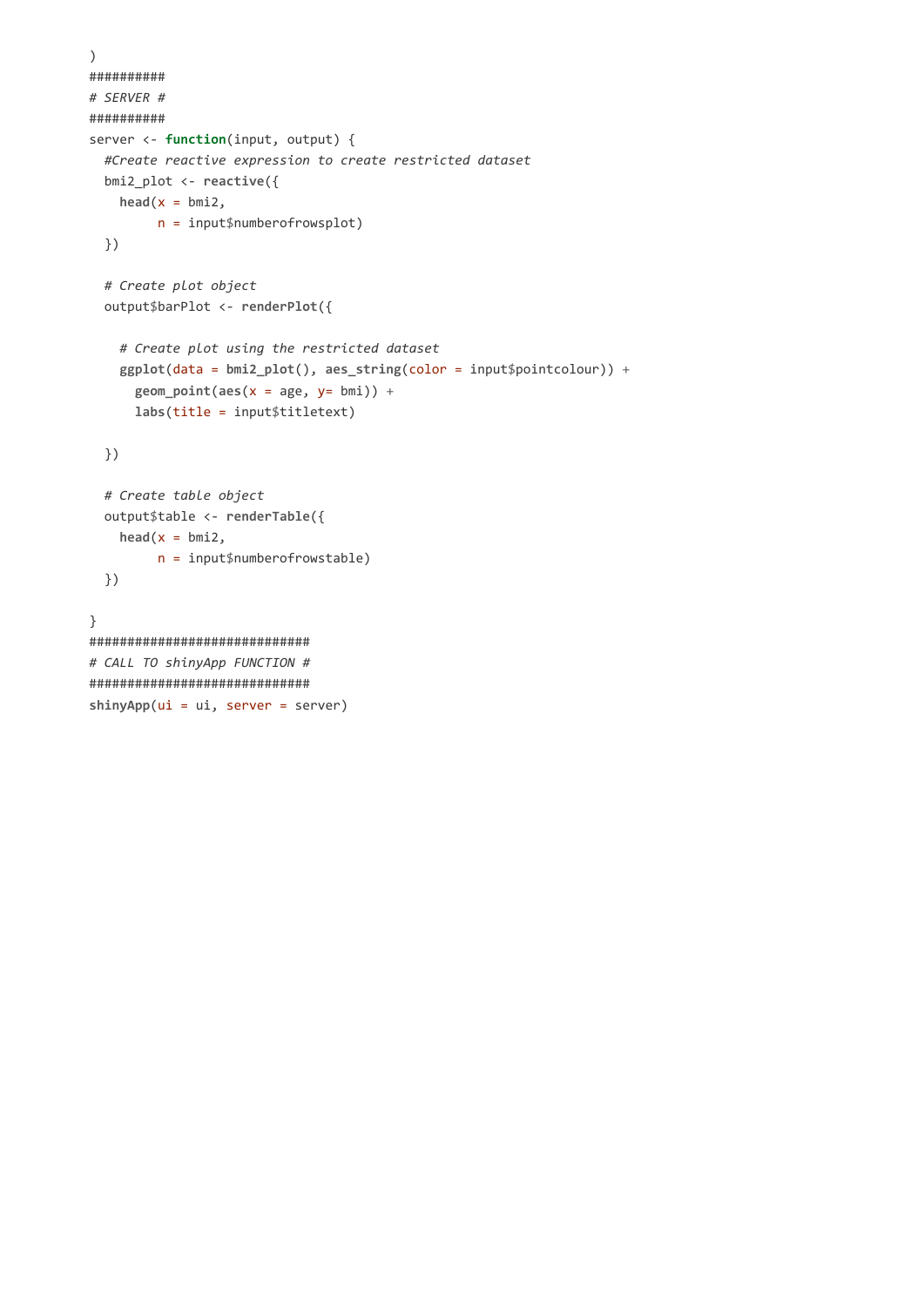```
)
##########
# SERVER #
##########
server <- function(input, output) {
  #Create reactive expression to create restricted dataset
  bmi2_plot <- reactive({
    head(x = bmi2,
         n = input$numberofrowsplot)
  })

  # Create plot object
  output$barPlot <- renderPlot({

    # Create plot using the restricted dataset
    ggplot(data = bmi2_plot(), aes_string(color = input$pointcolour)) +
      geom_point(aes(x = age, y= bmi)) +
      labs(title = input$titletext)

  })

  # Create table object
  output$table <- renderTable({
    head(x = bmi2,
         n = input$numberofrowstable)
  })

}
##############################
# CALL TO shinyApp FUNCTION #
##############################
shinyApp(ui = ui, server = server)
```